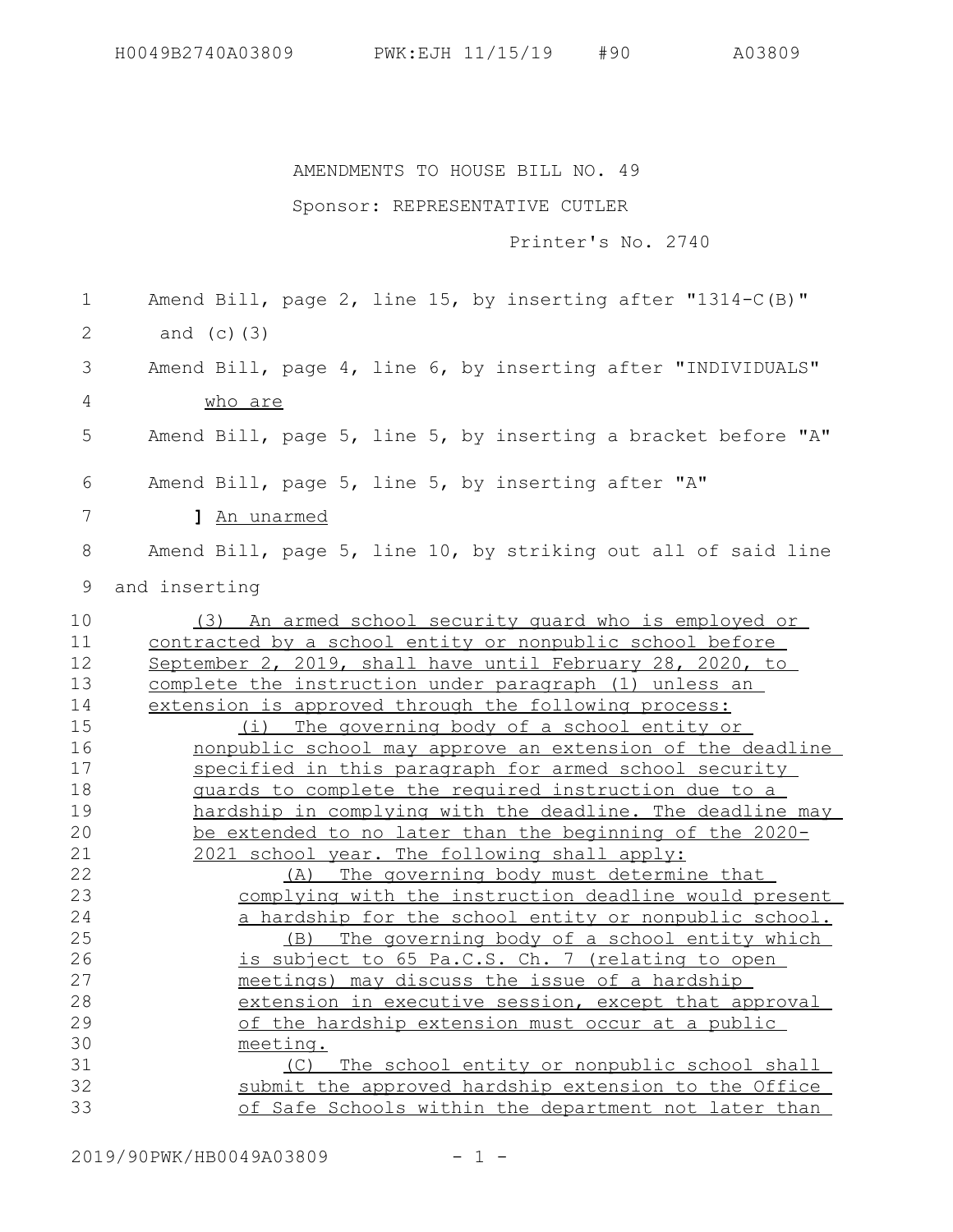AMENDMENTS TO HOUSE BILL NO. 49

Sponsor: REPRESENTATIVE CUTLER

Printer's No. 2740

Amend Bill, page 2, line 15, by inserting after "1314-C(B)"

and (c)(3)

Amend Bill, page 4, line 6, by inserting after "INDIVIDUALS"

who are

Amend Bill, page 5, line 5, by inserting a bracket before "A"

Amend Bill, page 5, line 5, by inserting after "A"

] An unarmed

Amend Bill, page 5, line 10, by striking out all of said line and inserting

(3) An armed school security guard who is employed or contracted by a school entity or nonpublic school before September 2, 2019, shall have until February 28, 2020, to complete the instruction under paragraph (1) unless an extension is approved through the following process:

(i) The governing body of a school entity or nonpublic school may approve an extension of the deadline specified in this paragraph for armed school security guards to complete the required instruction due to a hardship in complying with the deadline. The deadline may be extended to no later than the beginning of the 2020-2021 school year. The following shall apply:

(A) The governing body must determine that complying with the instruction deadline would present a hardship for the school entity or nonpublic school.

(B) The governing body of a school entity which is subject to 65 Pa.C.S. Ch. 7 (relating to open meetings) may discuss the issue of a hardship extension in executive session, except that approval of the hardship extension must occur at a public meeting.

(C) The school entity or nonpublic school shall submit the approved hardship extension to the Office of Safe Schools within the department not later than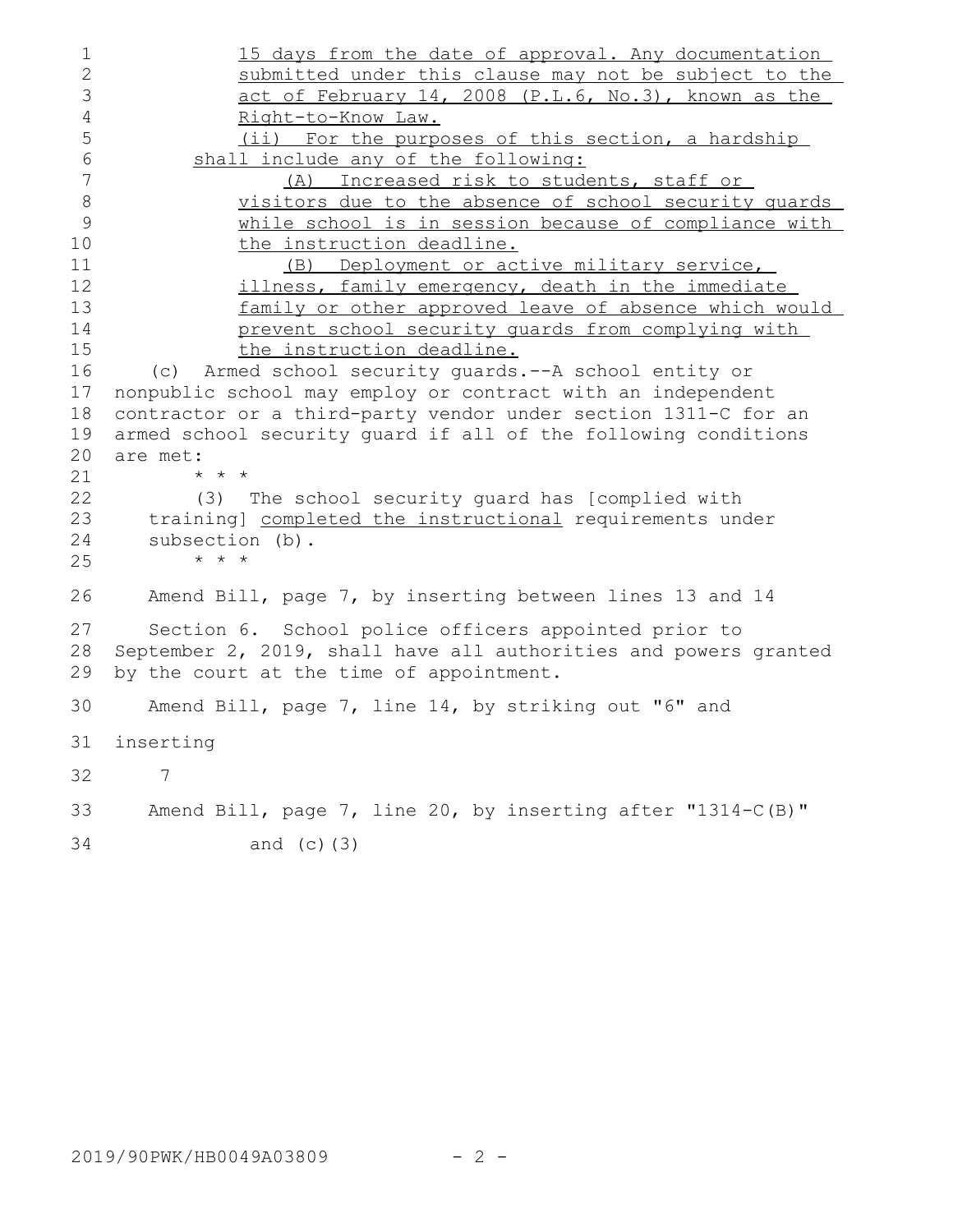15 days from the date of approval. Any documentation submitted under this clause may not be subject to the act of February 14, 2008 (P.L.6, No.3), known as the Right-to-Know Law.

(ii) For the purposes of this section, a hardship shall include any of the following:

(A) Increased risk to students, staff or visitors due to the absence of school security guards while school is in session because of compliance with the instruction deadline.

(B) Deployment or active military service, illness, family emergency, death in the immediate family or other approved leave of absence which would prevent school security guards from complying with the instruction deadline.

(c) Armed school security guards.--A school entity or nonpublic school may employ or contract with an independent contractor or a third-party vendor under section 1311-C for an armed school security guard if all of the following conditions are met:

\* \* \*

(3) The school security guard has [complied with training] completed the instructional requirements under subsection (b).

\* \* \*

Amend Bill, page 7, by inserting between lines 13 and 14

Section 6. School police officers appointed prior to September 2, 2019, shall have all authorities and powers granted by the court at the time of appointment.

Amend Bill, page 7, line 14, by striking out "6" and inserting

7

Amend Bill, page 7, line 20, by inserting after "1314-C(B)"

and (c)(3)